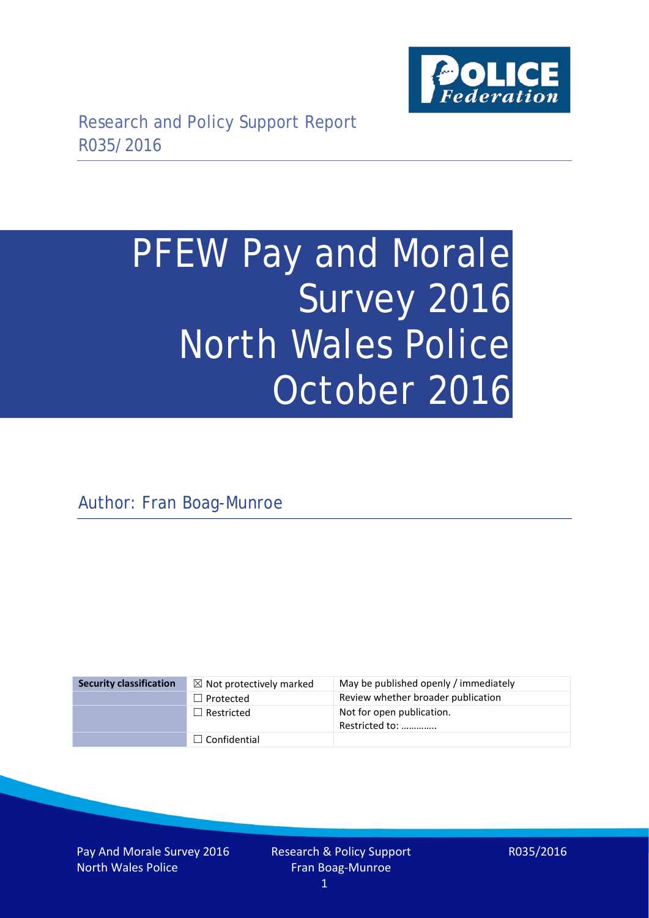Research and Policy Support Report
R035/2016

# PFEW Pay and Morale Survey 2016 North Wales Police October 2016

Author: Fran Boag-Munroe

| Security classification | ☒ Not protectively marked | May be published openly / immediately |
|---|---|---|
| | ☐ Protected | Review whether broader publication |
| | ☐ Restricted | Not for open publication. Restricted to: ………….. |
| | ☐ Confidential | |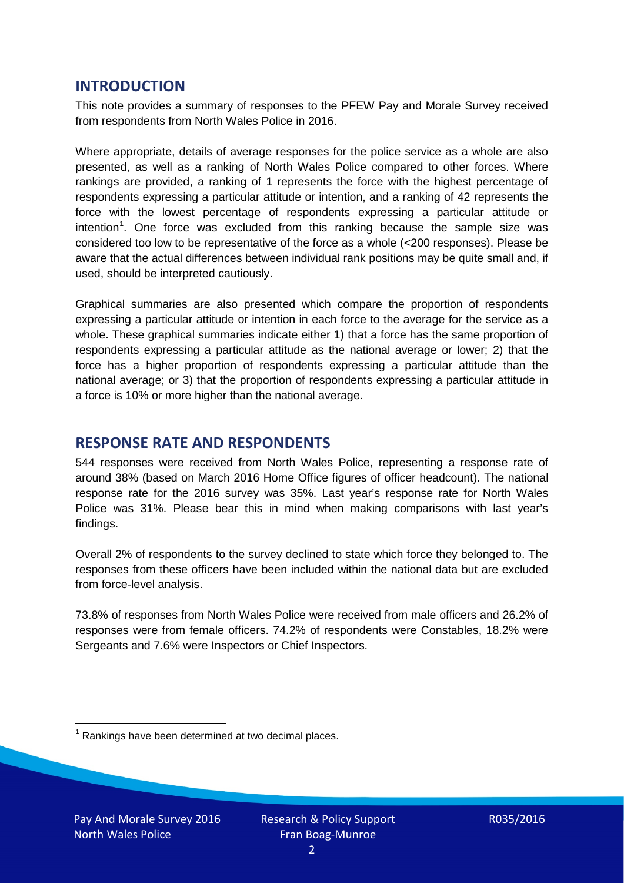## INTRODUCTION

This note provides a summary of responses to the PFEW Pay and Morale Survey received from respondents from North Wales Police in 2016.

Where appropriate, details of average responses for the police service as a whole are also presented, as well as a ranking of North Wales Police compared to other forces. Where rankings are provided, a ranking of 1 represents the force with the highest percentage of respondents expressing a particular attitude or intention, and a ranking of 42 represents the force with the lowest percentage of respondents expressing a particular attitude or intention[1]. One force was excluded from this ranking because the sample size was considered too low to be representative of the force as a whole (<200 responses). Please be aware that the actual differences between individual rank positions may be quite small and, if used, should be interpreted cautiously.

Graphical summaries are also presented which compare the proportion of respondents expressing a particular attitude or intention in each force to the average for the service as a whole. These graphical summaries indicate either 1) that a force has the same proportion of respondents expressing a particular attitude as the national average or lower; 2) that the force has a higher proportion of respondents expressing a particular attitude than the national average; or 3) that the proportion of respondents expressing a particular attitude in a force is 10% or more higher than the national average.

## RESPONSE RATE AND RESPONDENTS

544 responses were received from North Wales Police, representing a response rate of around 38% (based on March 2016 Home Office figures of officer headcount). The national response rate for the 2016 survey was 35%. Last year's response rate for North Wales Police was 31%. Please bear this in mind when making comparisons with last year's findings.

Overall 2% of respondents to the survey declined to state which force they belonged to. The responses from these officers have been included within the national data but are excluded from force-level analysis.

73.8% of responses from North Wales Police were received from male officers and 26.2% of responses were from female officers. 74.2% of respondents were Constables, 18.2% were Sergeants and 7.6% were Inspectors or Chief Inspectors.

[1] Rankings have been determined at two decimal places.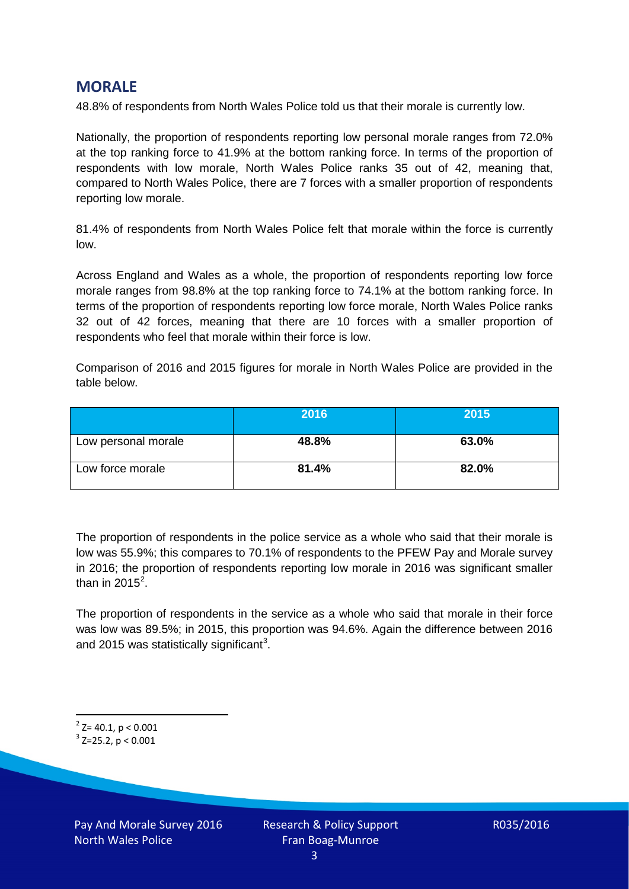## MORALE

48.8% of respondents from North Wales Police told us that their morale is currently low.

Nationally, the proportion of respondents reporting low personal morale ranges from 72.0% at the top ranking force to 41.9% at the bottom ranking force. In terms of the proportion of respondents with low morale, North Wales Police ranks 35 out of 42, meaning that, compared to North Wales Police, there are 7 forces with a smaller proportion of respondents reporting low morale.

81.4% of respondents from North Wales Police felt that morale within the force is currently low.

Across England and Wales as a whole, the proportion of respondents reporting low force morale ranges from 98.8% at the top ranking force to 74.1% at the bottom ranking force. In terms of the proportion of respondents reporting low force morale, North Wales Police ranks 32 out of 42 forces, meaning that there are 10 forces with a smaller proportion of respondents who feel that morale within their force is low.

Comparison of 2016 and 2015 figures for morale in North Wales Police are provided in the table below.

| | 2016 | 2015 |
|---|---|---|
| Low personal morale | **48.8%** | **63.0%** |
| Low force morale | **81.4%** | **82.0%** |

The proportion of respondents in the police service as a whole who said that their morale is low was 55.9%; this compares to 70.1% of respondents to the PFEW Pay and Morale survey in 2016; the proportion of respondents reporting low morale in 2016 was significant smaller than in 2015[2].

The proportion of respondents in the service as a whole who said that morale in their force was low was 89.5%; in 2015, this proportion was 94.6%. Again the difference between 2016 and 2015 was statistically significant[3].

[2] $Z= 40.1$, $p < 0.001$

[3] $Z=25.2$, $p < 0.001$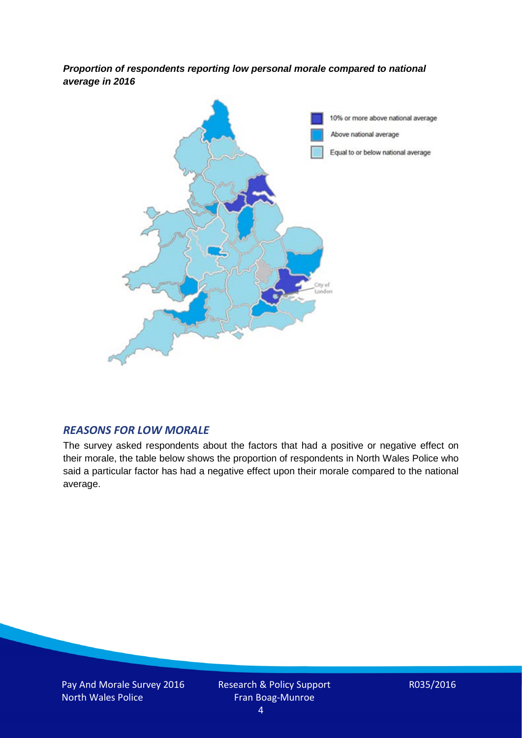***Proportion of respondents reporting low personal morale compared to national average in 2016***

## *REASONS FOR LOW MORALE*

The survey asked respondents about the factors that had a positive or negative effect on their morale, the table below shows the proportion of respondents in North Wales Police who said a particular factor has had a negative effect upon their morale compared to the national average.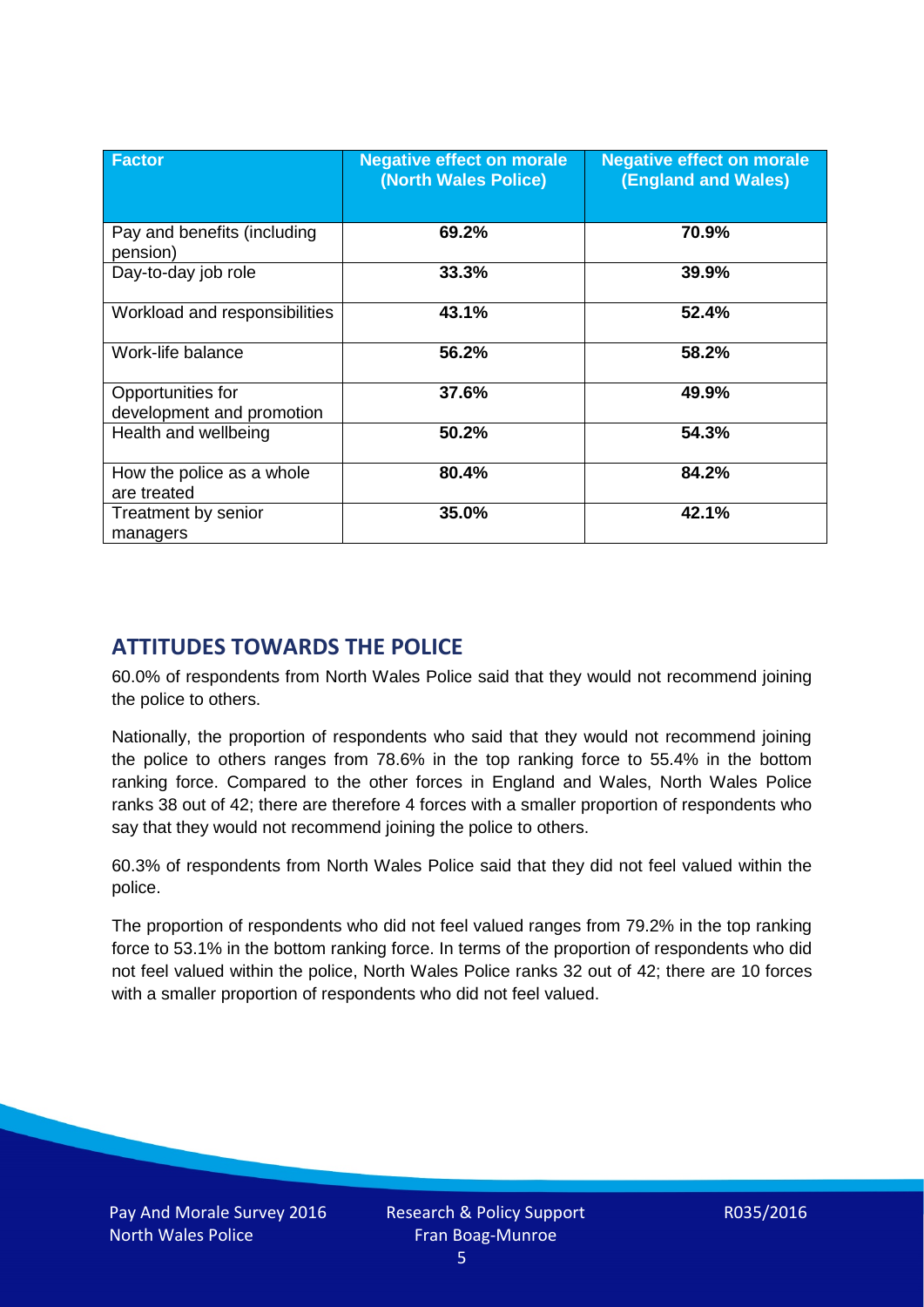| Factor | Negative effect on morale (North Wales Police) | Negative effect on morale (England and Wales) |
|---|---|---|
| Pay and benefits (including pension) | 69.2% | 70.9% |
| Day-to-day job role | 33.3% | 39.9% |
| Workload and responsibilities | 43.1% | 52.4% |
| Work-life balance | 56.2% | 58.2% |
| Opportunities for development and promotion | 37.6% | 49.9% |
| Health and wellbeing | 50.2% | 54.3% |
| How the police as a whole are treated | 80.4% | 84.2% |
| Treatment by senior managers | 35.0% | 42.1% |

## ATTITUDES TOWARDS THE POLICE

60.0% of respondents from North Wales Police said that they would not recommend joining the police to others.

Nationally, the proportion of respondents who said that they would not recommend joining the police to others ranges from 78.6% in the top ranking force to 55.4% in the bottom ranking force. Compared to the other forces in England and Wales, North Wales Police ranks 38 out of 42; there are therefore 4 forces with a smaller proportion of respondents who say that they would not recommend joining the police to others.

60.3% of respondents from North Wales Police said that they did not feel valued within the police.

The proportion of respondents who did not feel valued ranges from 79.2% in the top ranking force to 53.1% in the bottom ranking force. In terms of the proportion of respondents who did not feel valued within the police, North Wales Police ranks 32 out of 42; there are 10 forces with a smaller proportion of respondents who did not feel valued.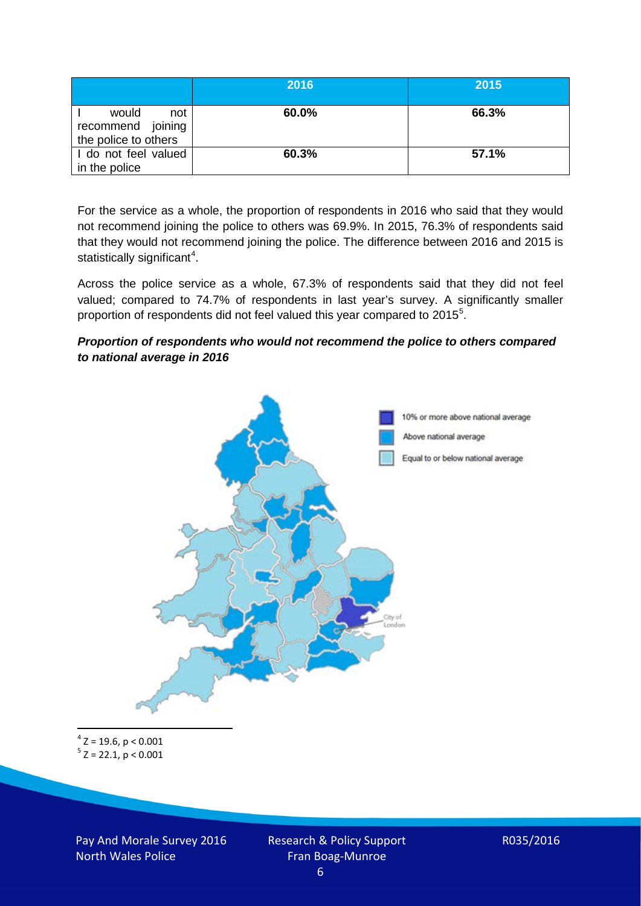| | 2016 | 2015 |
|---|---|---|
| I would not recommend joining the police to others | 60.0% | 66.3% |
| I do not feel valued in the police | 60.3% | 57.1% |

For the service as a whole, the proportion of respondents in 2016 who said that they would not recommend joining the police to others was 69.9%. In 2015, 76.3% of respondents said that they would not recommend joining the police. The difference between 2016 and 2015 is statistically significant[4].

Across the police service as a whole, 67.3% of respondents said that they did not feel valued; compared to 74.7% of respondents in last year's survey. A significantly smaller proportion of respondents did not feel valued this year compared to 2015[5].

***Proportion of respondents who would not recommend the police to others compared to national average in 2016***

10% or more above national average

Above national average

Equal to or below national average

City of London

[4] $Z = 19.6$, $p < 0.001$

[5] $Z = 22.1$, $p < 0.001$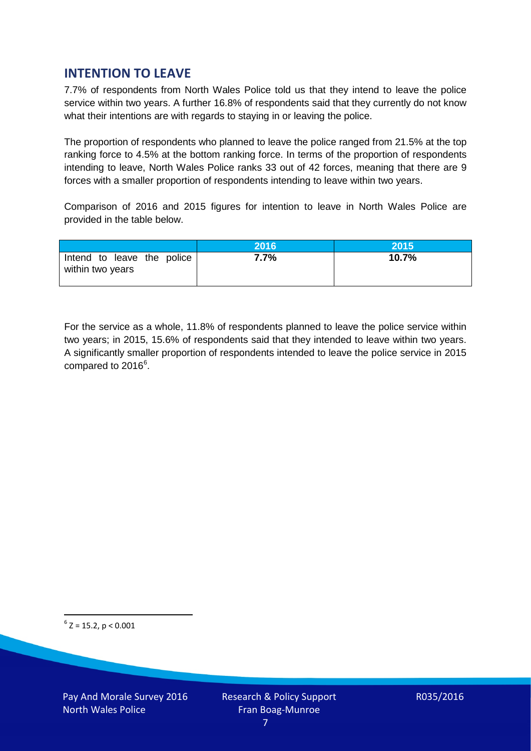## INTENTION TO LEAVE

7.7% of respondents from North Wales Police told us that they intend to leave the police service within two years. A further 16.8% of respondents said that they currently do not know what their intentions are with regards to staying in or leaving the police.

The proportion of respondents who planned to leave the police ranged from 21.5% at the top ranking force to 4.5% at the bottom ranking force. In terms of the proportion of respondents intending to leave, North Wales Police ranks 33 out of 42 forces, meaning that there are 9 forces with a smaller proportion of respondents intending to leave within two years.

Comparison of 2016 and 2015 figures for intention to leave in North Wales Police are provided in the table below.

| | 2016 | 2015 |
|---|---|---|
| Intend to leave the police within two years | **7.7%** | **10.7%** |

For the service as a whole, 11.8% of respondents planned to leave the police service within two years; in 2015, 15.6% of respondents said that they intended to leave within two years. A significantly smaller proportion of respondents intended to leave the police service in 2015 compared to 2016[6].

[6] $Z = 15.2$, $p < 0.001$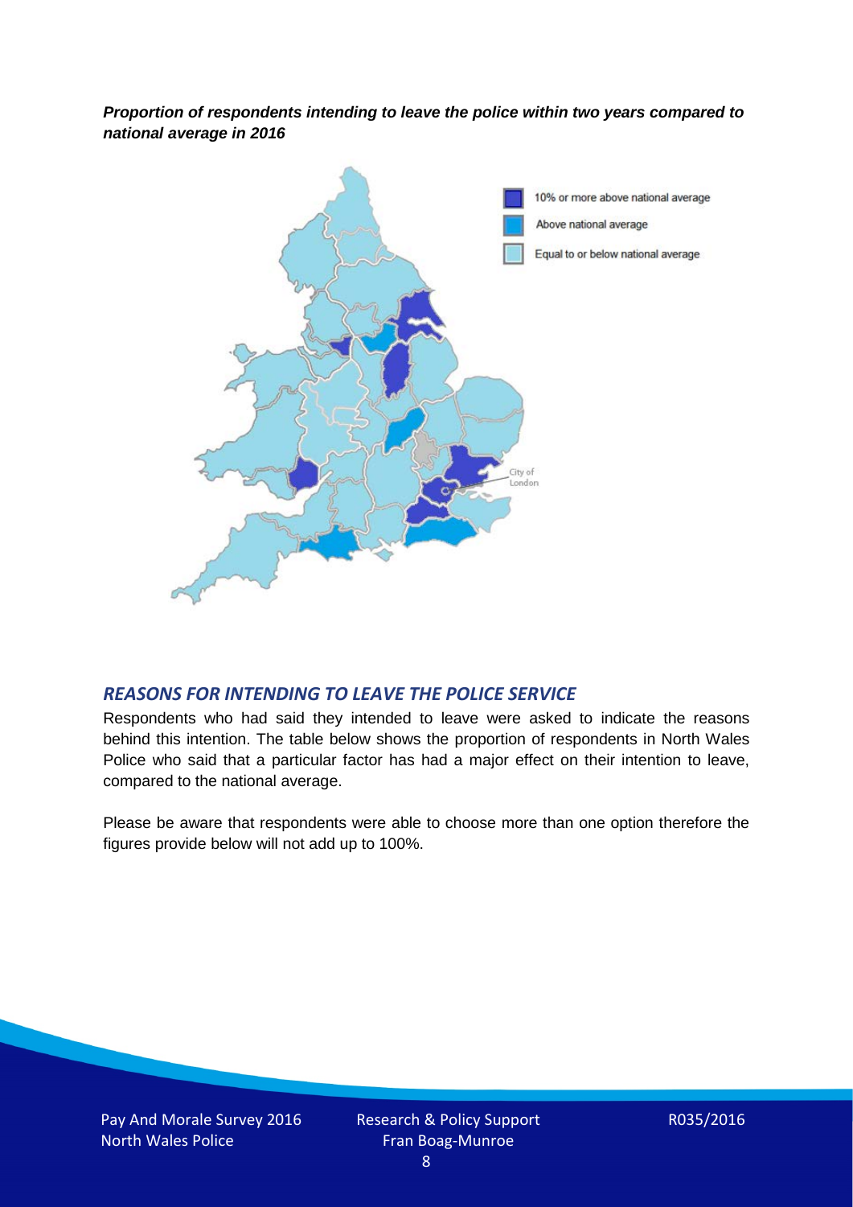***Proportion of respondents intending to leave the police within two years compared to national average in 2016***

10% or more above national average

Above national average

Equal to or below national average

City of London

## *REASONS FOR INTENDING TO LEAVE THE POLICE SERVICE*

Respondents who had said they intended to leave were asked to indicate the reasons behind this intention. The table below shows the proportion of respondents in North Wales Police who said that a particular factor has had a major effect on their intention to leave, compared to the national average.

Please be aware that respondents were able to choose more than one option therefore the figures provide below will not add up to 100%.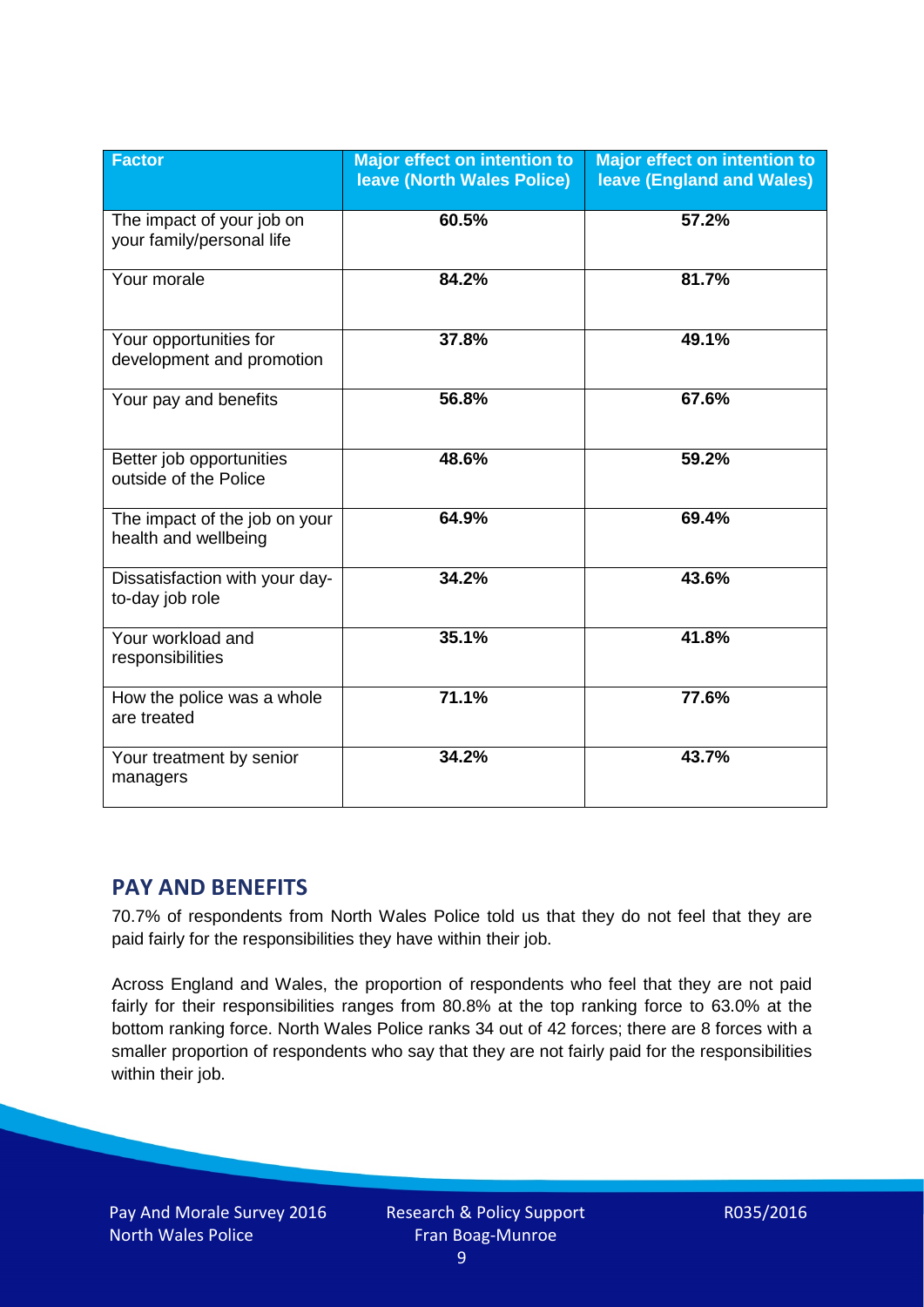| Factor | Major effect on intention to leave (North Wales Police) | Major effect on intention to leave (England and Wales) |
|---|---|---|
| The impact of your job on your family/personal life | 60.5% | 57.2% |
| Your morale | 84.2% | 81.7% |
| Your opportunities for development and promotion | 37.8% | 49.1% |
| Your pay and benefits | 56.8% | 67.6% |
| Better job opportunities outside of the Police | 48.6% | 59.2% |
| The impact of the job on your health and wellbeing | 64.9% | 69.4% |
| Dissatisfaction with your day-to-day job role | 34.2% | 43.6% |
| Your workload and responsibilities | 35.1% | 41.8% |
| How the police was a whole are treated | 71.1% | 77.6% |
| Your treatment by senior managers | 34.2% | 43.7% |

## PAY AND BENEFITS

70.7% of respondents from North Wales Police told us that they do not feel that they are paid fairly for the responsibilities they have within their job.

Across England and Wales, the proportion of respondents who feel that they are not paid fairly for their responsibilities ranges from 80.8% at the top ranking force to 63.0% at the bottom ranking force. North Wales Police ranks 34 out of 42 forces; there are 8 forces with a smaller proportion of respondents who say that they are not fairly paid for the responsibilities within their job.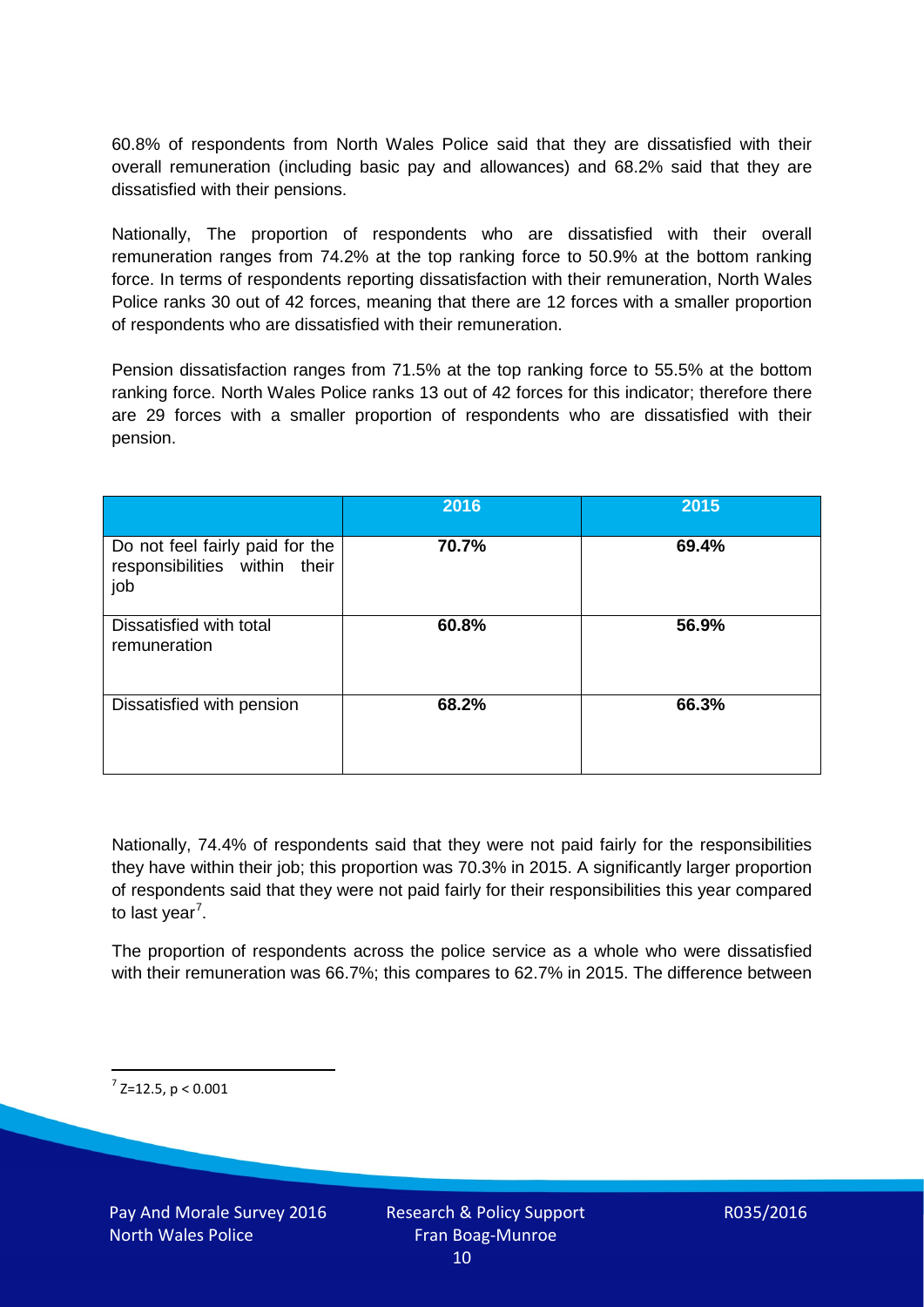60.8% of respondents from North Wales Police said that they are dissatisfied with their overall remuneration (including basic pay and allowances) and 68.2% said that they are dissatisfied with their pensions.

Nationally, The proportion of respondents who are dissatisfied with their overall remuneration ranges from 74.2% at the top ranking force to 50.9% at the bottom ranking force. In terms of respondents reporting dissatisfaction with their remuneration, North Wales Police ranks 30 out of 42 forces, meaning that there are 12 forces with a smaller proportion of respondents who are dissatisfied with their remuneration.

Pension dissatisfaction ranges from 71.5% at the top ranking force to 55.5% at the bottom ranking force. North Wales Police ranks 13 out of 42 forces for this indicator; therefore there are 29 forces with a smaller proportion of respondents who are dissatisfied with their pension.

| | 2016 | 2015 |
|---|---|---|
| Do not feel fairly paid for the responsibilities within their job | **70.7%** | **69.4%** |
| Dissatisfied with total remuneration | **60.8%** | **56.9%** |
| Dissatisfied with pension | **68.2%** | **66.3%** |

Nationally, 74.4% of respondents said that they were not paid fairly for the responsibilities they have within their job; this proportion was 70.3% in 2015. A significantly larger proportion of respondents said that they were not paid fairly for their responsibilities this year compared to last year[7].

The proportion of respondents across the police service as a whole who were dissatisfied with their remuneration was 66.7%; this compares to 62.7% in 2015. The difference between

[7] $Z=12.5$, $p < 0.001$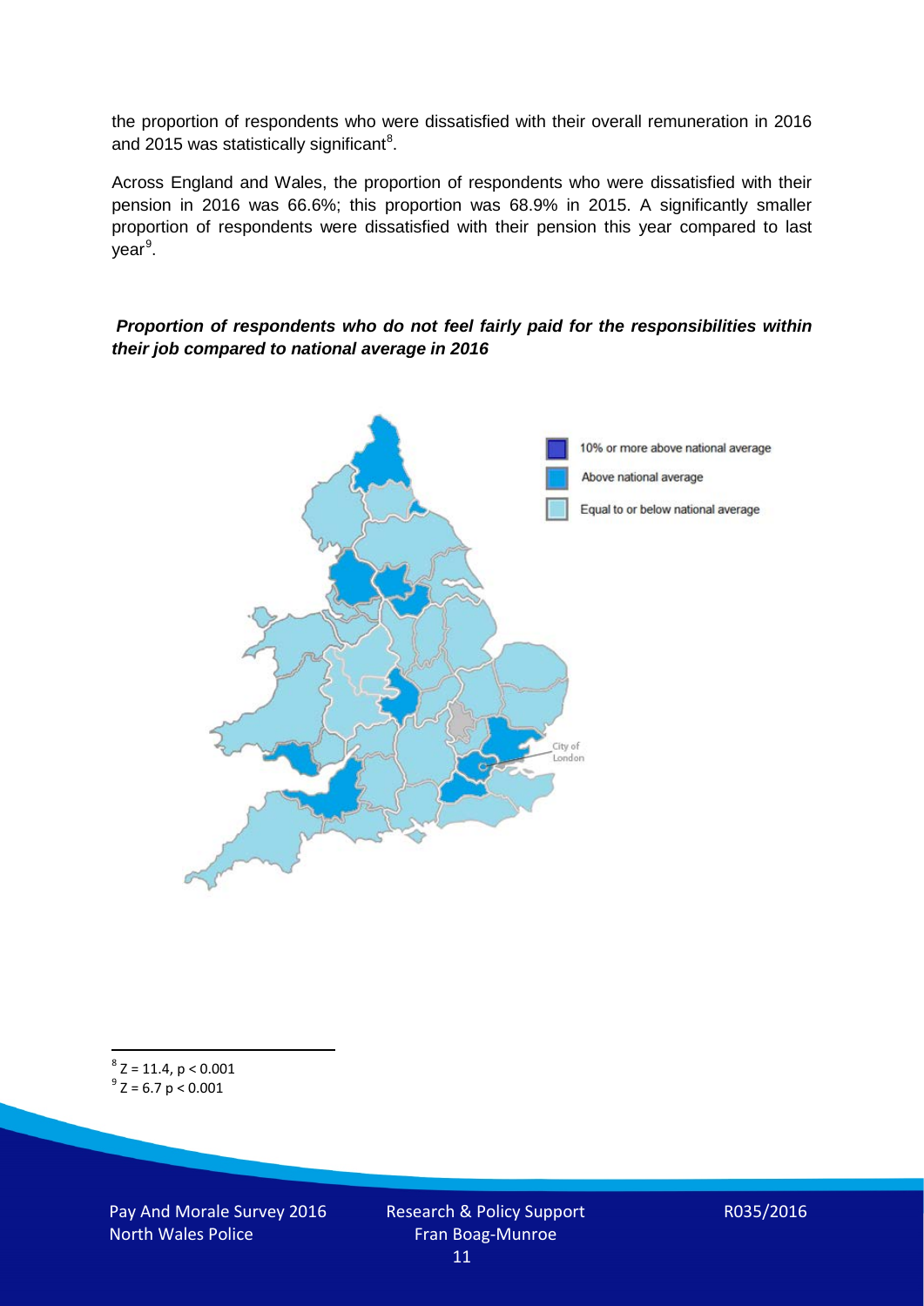the proportion of respondents who were dissatisfied with their overall remuneration in 2016 and 2015 was statistically significant[8].

Across England and Wales, the proportion of respondents who were dissatisfied with their pension in 2016 was 66.6%; this proportion was 68.9% in 2015. A significantly smaller proportion of respondents were dissatisfied with their pension this year compared to last year[9].

***Proportion of respondents who do not feel fairly paid for the responsibilities within their job compared to national average in 2016***

10% or more above national average

Above national average

Equal to or below national average

City of London

[8] $Z = 11.4$, $p < 0.001$

[9] $Z = 6.7$ $p < 0.001$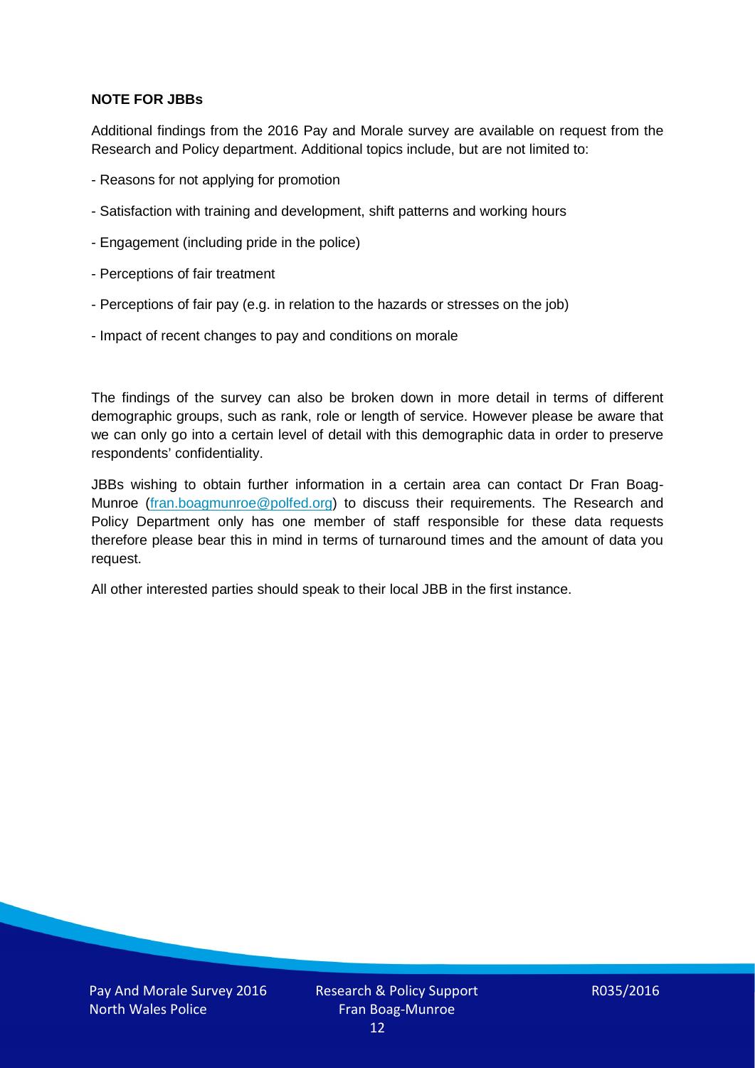**NOTE FOR JBBs**

Additional findings from the 2016 Pay and Morale survey are available on request from the Research and Policy department. Additional topics include, but are not limited to:

- Reasons for not applying for promotion
- Satisfaction with training and development, shift patterns and working hours
- Engagement (including pride in the police)
- Perceptions of fair treatment
- Perceptions of fair pay (e.g. in relation to the hazards or stresses on the job)
- Impact of recent changes to pay and conditions on morale

The findings of the survey can also be broken down in more detail in terms of different demographic groups, such as rank, role or length of service. However please be aware that we can only go into a certain level of detail with this demographic data in order to preserve respondents' confidentiality.

JBBs wishing to obtain further information in a certain area can contact Dr Fran Boag-Munroe (fran.boagmunroe@polfed.org) to discuss their requirements. The Research and Policy Department only has one member of staff responsible for these data requests therefore please bear this in mind in terms of turnaround times and the amount of data you request.

All other interested parties should speak to their local JBB in the first instance.